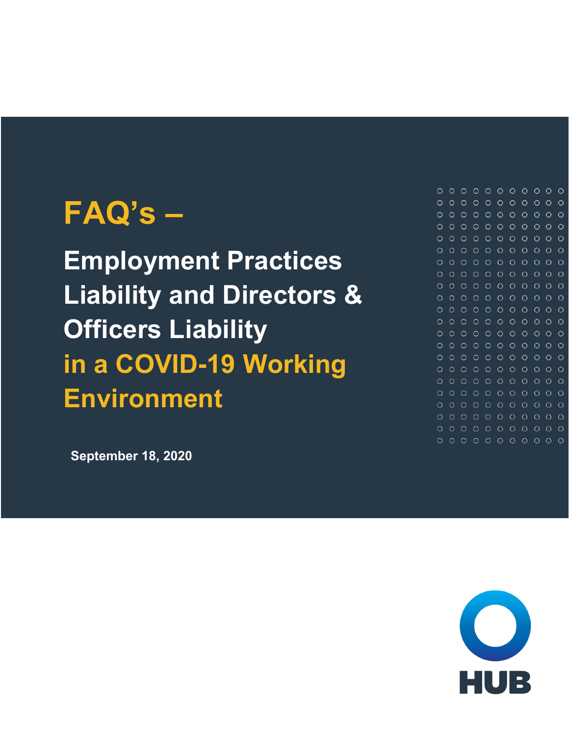# FAQ's –

## Employment Practices Liability and Directors & Officers Liability in a COVID-19 Working Environment

**September 18, 2020**

HUB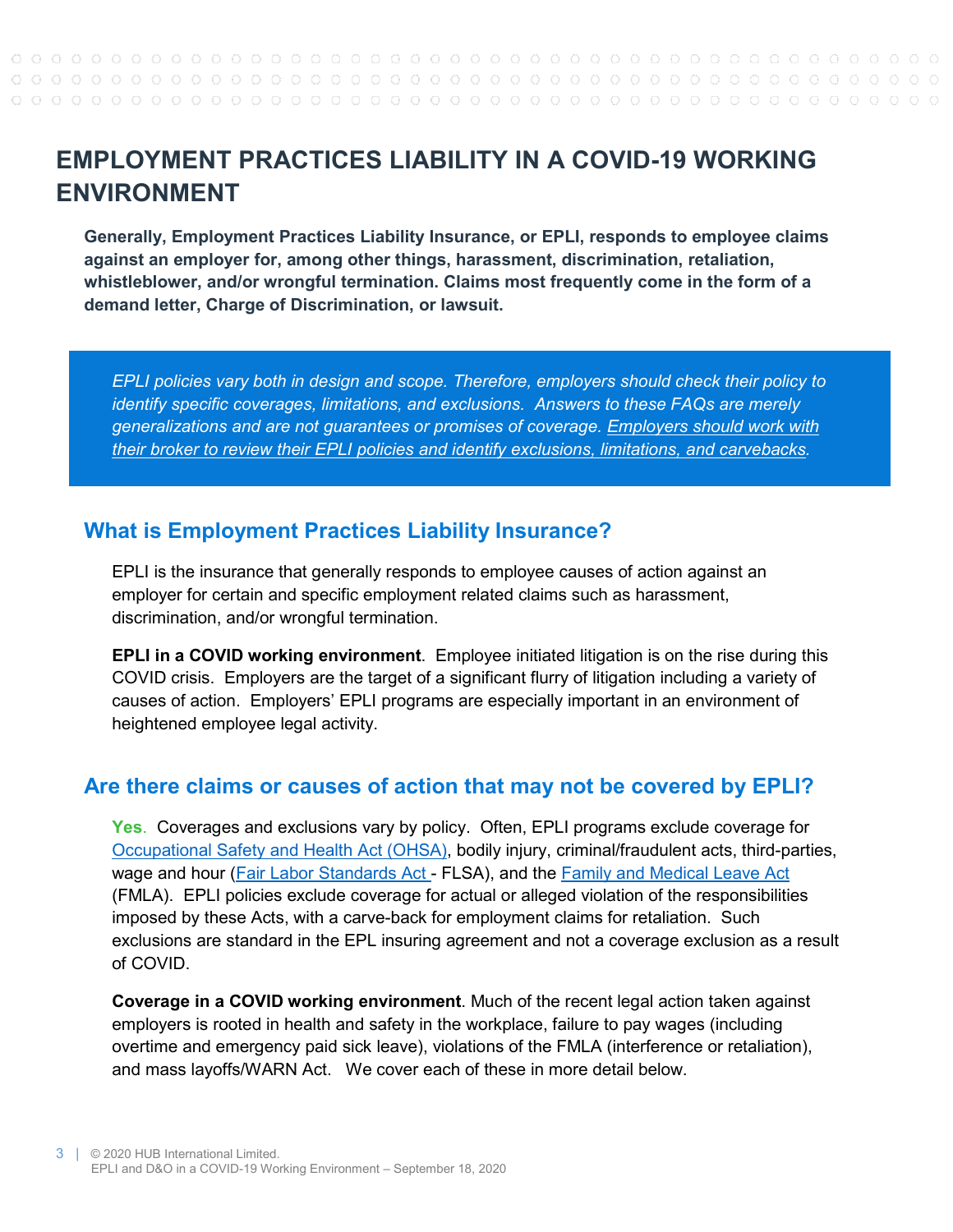# EMPLOYMENT PRACTICES LIABILITY IN A COVID-19 WORKING ENVIRONMENT

**Generally, Employment Practices Liability Insurance, or EPLI, responds to employee claims against an employer for, among other things, harassment, discrimination, retaliation, whistleblower, and/or wrongful termination. Claims most frequently come in the form of a demand letter, Charge of Discrimination, or lawsuit.**

*EPLI policies vary both in design and scope. Therefore, employers should check their policy to identify specific coverages, limitations, and exclusions. Answers to these FAQs are merely generalizations and are not guarantees or promises of coverage. Employers should work with their broker to review their EPLI policies and identify exclusions, limitations, and carvebacks.*

## What is Employment Practices Liability Insurance?

EPLI is the insurance that generally responds to employee causes of action against an employer for certain and specific employment related claims such as harassment, discrimination, and/or wrongful termination.

**EPLI in a COVID working environment**. Employee initiated litigation is on the rise during this COVID crisis. Employers are the target of a significant flurry of litigation including a variety of causes of action. Employers' EPLI programs are especially important in an environment of heightened employee legal activity.

## Are there claims or causes of action that may not be covered by EPLI?

**Yes**. Coverages and exclusions vary by policy. Often, EPLI programs exclude coverage for Occupational Safety and Health Act (OHSA), bodily injury, criminal/fraudulent acts, third-parties, wage and hour (Fair Labor Standards Act - FLSA), and the Family and Medical Leave Act (FMLA). EPLI policies exclude coverage for actual or alleged violation of the responsibilities imposed by these Acts, with a carve-back for employment claims for retaliation. Such exclusions are standard in the EPL insuring agreement and not a coverage exclusion as a result of COVID.

**Coverage in a COVID working environment**. Much of the recent legal action taken against employers is rooted in health and safety in the workplace, failure to pay wages (including overtime and emergency paid sick leave), violations of the FMLA (interference or retaliation), and mass layoffs/WARN Act. We cover each of these in more detail below.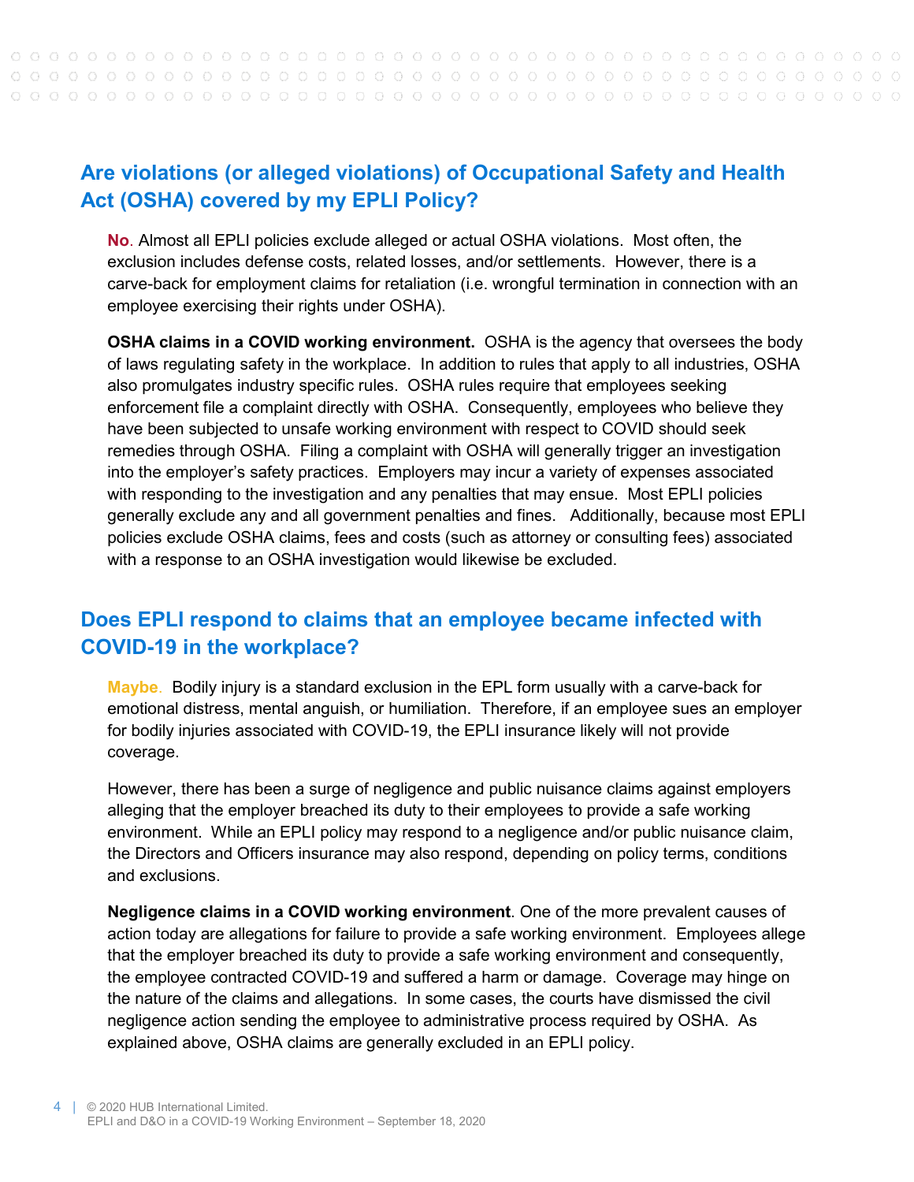## Are violations (or alleged violations) of Occupational Safety and Health Act (OSHA) covered by my EPLI Policy?

**No**. Almost all EPLI policies exclude alleged or actual OSHA violations. Most often, the exclusion includes defense costs, related losses, and/or settlements. However, there is a carve-back for employment claims for retaliation (i.e. wrongful termination in connection with an employee exercising their rights under OSHA).

**OSHA claims in a COVID working environment.** OSHA is the agency that oversees the body of laws regulating safety in the workplace. In addition to rules that apply to all industries, OSHA also promulgates industry specific rules. OSHA rules require that employees seeking enforcement file a complaint directly with OSHA. Consequently, employees who believe they have been subjected to unsafe working environment with respect to COVID should seek remedies through OSHA. Filing a complaint with OSHA will generally trigger an investigation into the employer's safety practices. Employers may incur a variety of expenses associated with responding to the investigation and any penalties that may ensue. Most EPLI policies generally exclude any and all government penalties and fines. Additionally, because most EPLI policies exclude OSHA claims, fees and costs (such as attorney or consulting fees) associated with a response to an OSHA investigation would likewise be excluded.

## Does EPLI respond to claims that an employee became infected with COVID-19 in the workplace?

**Maybe**. Bodily injury is a standard exclusion in the EPL form usually with a carve-back for emotional distress, mental anguish, or humiliation. Therefore, if an employee sues an employer for bodily injuries associated with COVID-19, the EPLI insurance likely will not provide coverage.

However, there has been a surge of negligence and public nuisance claims against employers alleging that the employer breached its duty to their employees to provide a safe working environment. While an EPLI policy may respond to a negligence and/or public nuisance claim, the Directors and Officers insurance may also respond, depending on policy terms, conditions and exclusions.

**Negligence claims in a COVID working environment**. One of the more prevalent causes of action today are allegations for failure to provide a safe working environment. Employees allege that the employer breached its duty to provide a safe working environment and consequently, the employee contracted COVID-19 and suffered a harm or damage. Coverage may hinge on the nature of the claims and allegations. In some cases, the courts have dismissed the civil negligence action sending the employee to administrative process required by OSHA. As explained above, OSHA claims are generally excluded in an EPLI policy.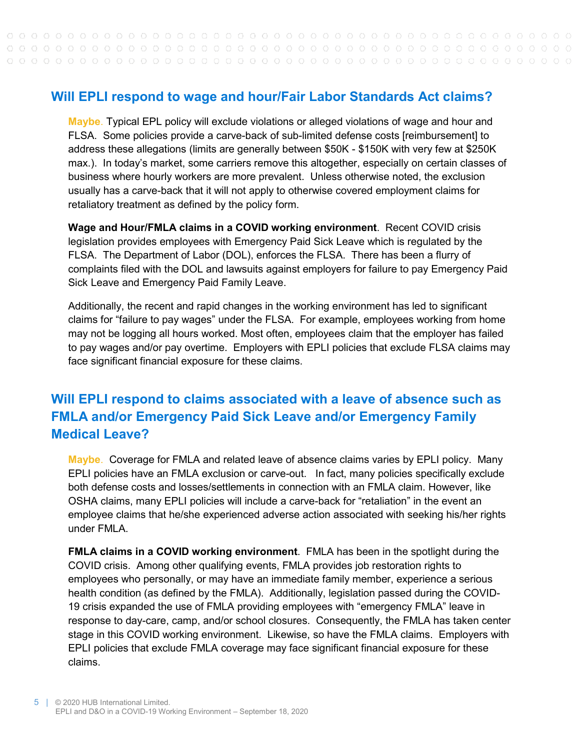## Will EPLI respond to wage and hour/Fair Labor Standards Act claims?

**Maybe.** Typical EPL policy will exclude violations or alleged violations of wage and hour and FLSA. Some policies provide a carve-back of sub-limited defense costs [reimbursement] to address these allegations (limits are generally between $50K - $150K with very few at $250K max.). In today's market, some carriers remove this altogether, especially on certain classes of business where hourly workers are more prevalent. Unless otherwise noted, the exclusion usually has a carve-back that it will not apply to otherwise covered employment claims for retaliatory treatment as defined by the policy form.

**Wage and Hour/FMLA claims in a COVID working environment**. Recent COVID crisis legislation provides employees with Emergency Paid Sick Leave which is regulated by the FLSA. The Department of Labor (DOL), enforces the FLSA. There has been a flurry of complaints filed with the DOL and lawsuits against employers for failure to pay Emergency Paid Sick Leave and Emergency Paid Family Leave.

Additionally, the recent and rapid changes in the working environment has led to significant claims for "failure to pay wages" under the FLSA. For example, employees working from home may not be logging all hours worked. Most often, employees claim that the employer has failed to pay wages and/or pay overtime. Employers with EPLI policies that exclude FLSA claims may face significant financial exposure for these claims.

## Will EPLI respond to claims associated with a leave of absence such as FMLA and/or Emergency Paid Sick Leave and/or Emergency Family Medical Leave?

**Maybe.** Coverage for FMLA and related leave of absence claims varies by EPLI policy. Many EPLI policies have an FMLA exclusion or carve-out. In fact, many policies specifically exclude both defense costs and losses/settlements in connection with an FMLA claim. However, like OSHA claims, many EPLI policies will include a carve-back for "retaliation" in the event an employee claims that he/she experienced adverse action associated with seeking his/her rights under FMLA.

**FMLA claims in a COVID working environment**. FMLA has been in the spotlight during the COVID crisis. Among other qualifying events, FMLA provides job restoration rights to employees who personally, or may have an immediate family member, experience a serious health condition (as defined by the FMLA). Additionally, legislation passed during the COVID-19 crisis expanded the use of FMLA providing employees with "emergency FMLA" leave in response to day-care, camp, and/or school closures. Consequently, the FMLA has taken center stage in this COVID working environment. Likewise, so have the FMLA claims. Employers with EPLI policies that exclude FMLA coverage may face significant financial exposure for these claims.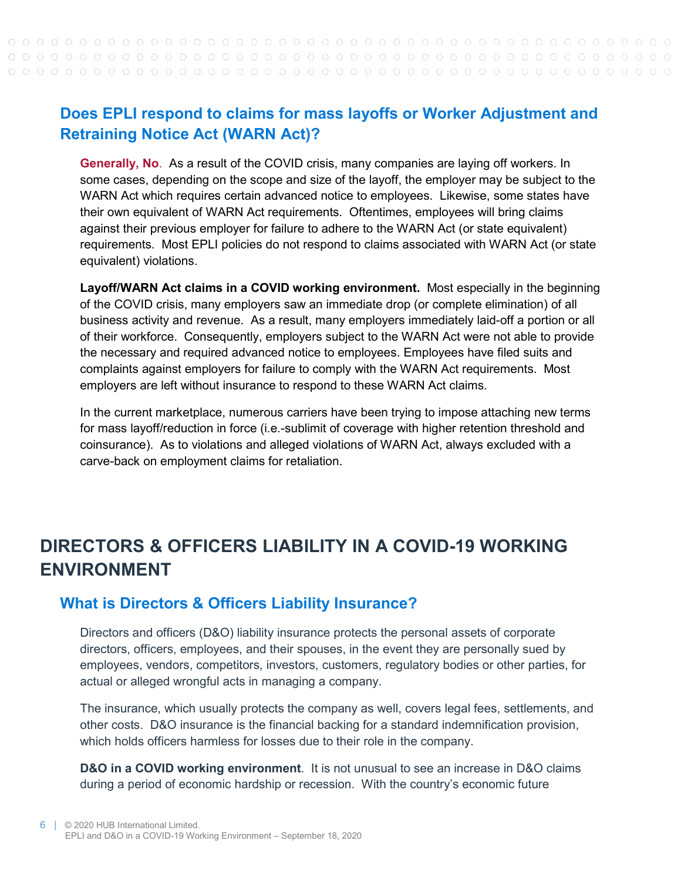### Does EPLI respond to claims for mass layoffs or Worker Adjustment and Retraining Notice Act (WARN Act)?

**Generally, No**. As a result of the COVID crisis, many companies are laying off workers. In some cases, depending on the scope and size of the layoff, the employer may be subject to the WARN Act which requires certain advanced notice to employees. Likewise, some states have their own equivalent of WARN Act requirements. Oftentimes, employees will bring claims against their previous employer for failure to adhere to the WARN Act (or state equivalent) requirements. Most EPLI policies do not respond to claims associated with WARN Act (or state equivalent) violations.

**Layoff/WARN Act claims in a COVID working environment.** Most especially in the beginning of the COVID crisis, many employers saw an immediate drop (or complete elimination) of all business activity and revenue. As a result, many employers immediately laid-off a portion or all of their workforce. Consequently, employers subject to the WARN Act were not able to provide the necessary and required advanced notice to employees. Employees have filed suits and complaints against employers for failure to comply with the WARN Act requirements. Most employers are left without insurance to respond to these WARN Act claims.

In the current marketplace, numerous carriers have been trying to impose attaching new terms for mass layoff/reduction in force (i.e.-sublimit of coverage with higher retention threshold and coinsurance). As to violations and alleged violations of WARN Act, always excluded with a carve-back on employment claims for retaliation.

## DIRECTORS & OFFICERS LIABILITY IN A COVID-19 WORKING ENVIRONMENT

### What is Directors & Officers Liability Insurance?

Directors and officers (D&O) liability insurance protects the personal assets of corporate directors, officers, employees, and their spouses, in the event they are personally sued by employees, vendors, competitors, investors, customers, regulatory bodies or other parties, for actual or alleged wrongful acts in managing a company.

The insurance, which usually protects the company as well, covers legal fees, settlements, and other costs. D&O insurance is the financial backing for a standard indemnification provision, which holds officers harmless for losses due to their role in the company.

**D&O in a COVID working environment**. It is not unusual to see an increase in D&O claims during a period of economic hardship or recession. With the country's economic future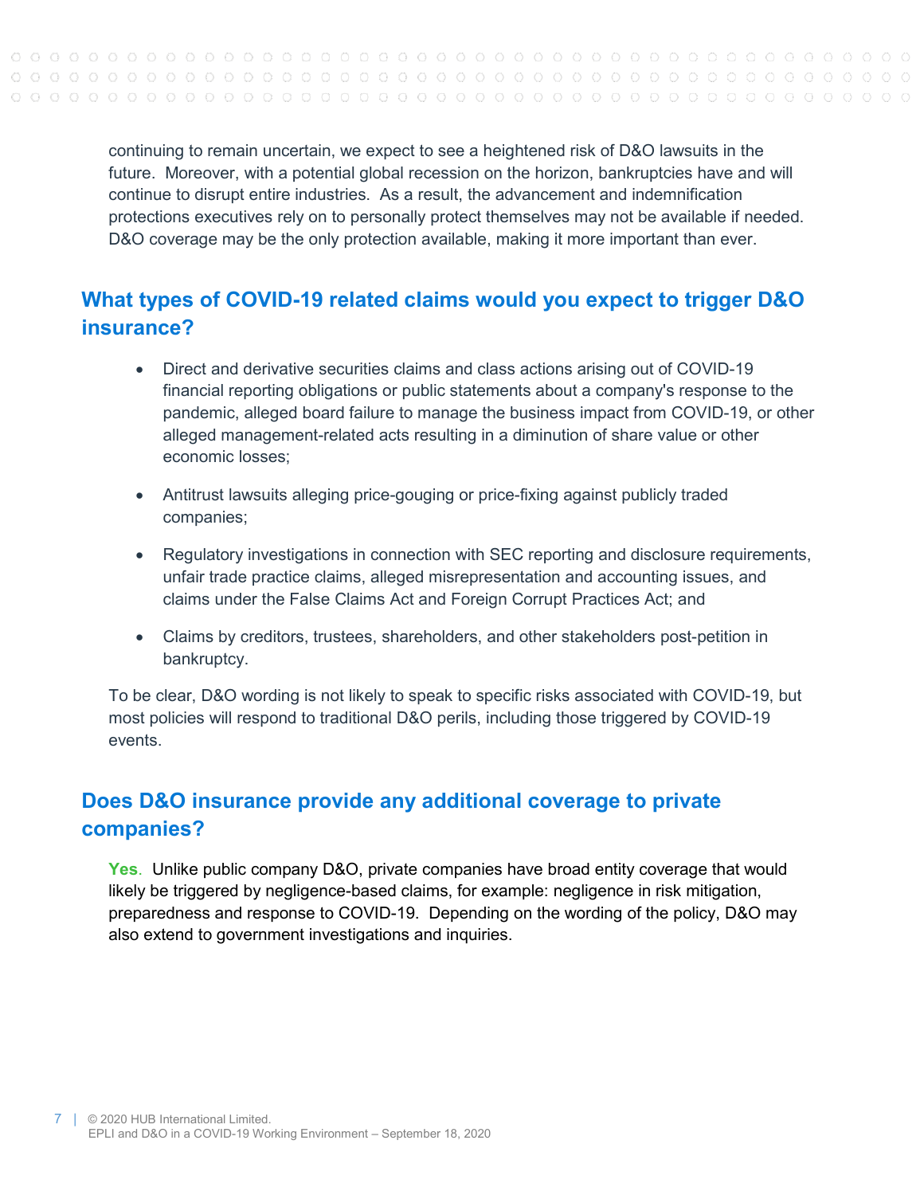continuing to remain uncertain, we expect to see a heightened risk of D&O lawsuits in the future. Moreover, with a potential global recession on the horizon, bankruptcies have and will continue to disrupt entire industries. As a result, the advancement and indemnification protections executives rely on to personally protect themselves may not be available if needed. D&O coverage may be the only protection available, making it more important than ever.

## What types of COVID-19 related claims would you expect to trigger D&O insurance?

- Direct and derivative securities claims and class actions arising out of COVID-19 financial reporting obligations or public statements about a company's response to the pandemic, alleged board failure to manage the business impact from COVID-19, or other alleged management-related acts resulting in a diminution of share value or other economic losses;
- Antitrust lawsuits alleging price-gouging or price-fixing against publicly traded companies;
- Regulatory investigations in connection with SEC reporting and disclosure requirements, unfair trade practice claims, alleged misrepresentation and accounting issues, and claims under the False Claims Act and Foreign Corrupt Practices Act; and
- Claims by creditors, trustees, shareholders, and other stakeholders post-petition in bankruptcy.

To be clear, D&O wording is not likely to speak to specific risks associated with COVID-19, but most policies will respond to traditional D&O perils, including those triggered by COVID-19 events.

## Does D&O insurance provide any additional coverage to private companies?

**Yes**. Unlike public company D&O, private companies have broad entity coverage that would likely be triggered by negligence-based claims, for example: negligence in risk mitigation, preparedness and response to COVID-19. Depending on the wording of the policy, D&O may also extend to government investigations and inquiries.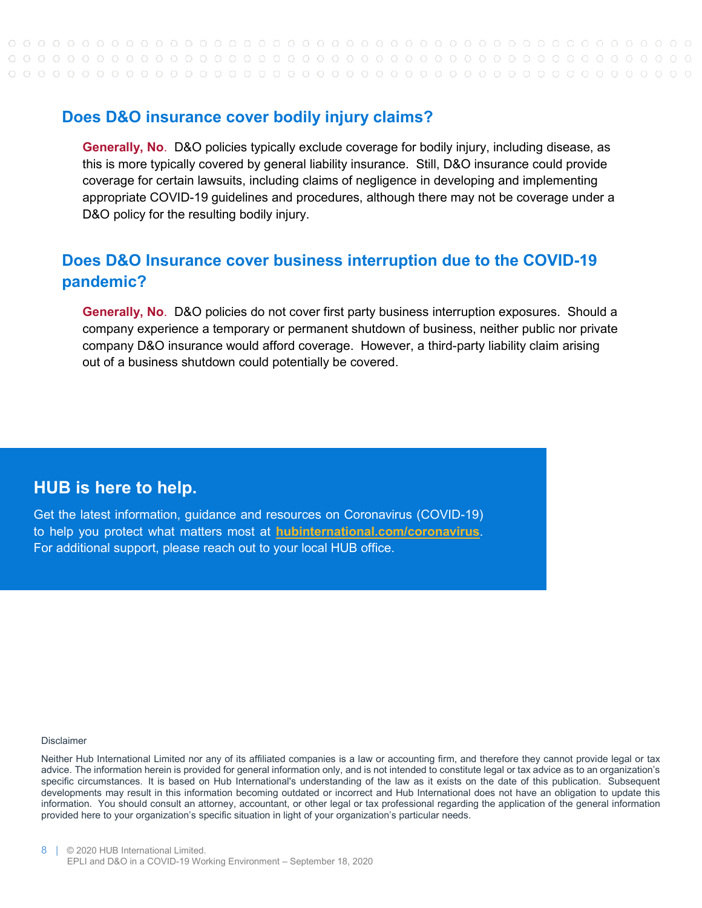## Does D&O insurance cover bodily injury claims?

**Generally, No**. D&O policies typically exclude coverage for bodily injury, including disease, as this is more typically covered by general liability insurance. Still, D&O insurance could provide coverage for certain lawsuits, including claims of negligence in developing and implementing appropriate COVID-19 guidelines and procedures, although there may not be coverage under a D&O policy for the resulting bodily injury.

## Does D&O Insurance cover business interruption due to the COVID-19 pandemic?

**Generally, No**. D&O policies do not cover first party business interruption exposures. Should a company experience a temporary or permanent shutdown of business, neither public nor private company D&O insurance would afford coverage. However, a third-party liability claim arising out of a business shutdown could potentially be covered.

## HUB is here to help.

Get the latest information, guidance and resources on Coronavirus (COVID-19) to help you protect what matters most at **hubinternational.com/coronavirus**. For additional support, please reach out to your local HUB office.

Disclaimer

Neither Hub International Limited nor any of its affiliated companies is a law or accounting firm, and therefore they cannot provide legal or tax advice. The information herein is provided for general information only, and is not intended to constitute legal or tax advice as to an organization's specific circumstances. It is based on Hub International's understanding of the law as it exists on the date of this publication. Subsequent developments may result in this information becoming outdated or incorrect and Hub International does not have an obligation to update this information. You should consult an attorney, accountant, or other legal or tax professional regarding the application of the general information provided here to your organization's specific situation in light of your organization's particular needs.

© 2020 HUB International Limited.
EPLI and D&O in a COVID-19 Working Environment – September 18, 2020